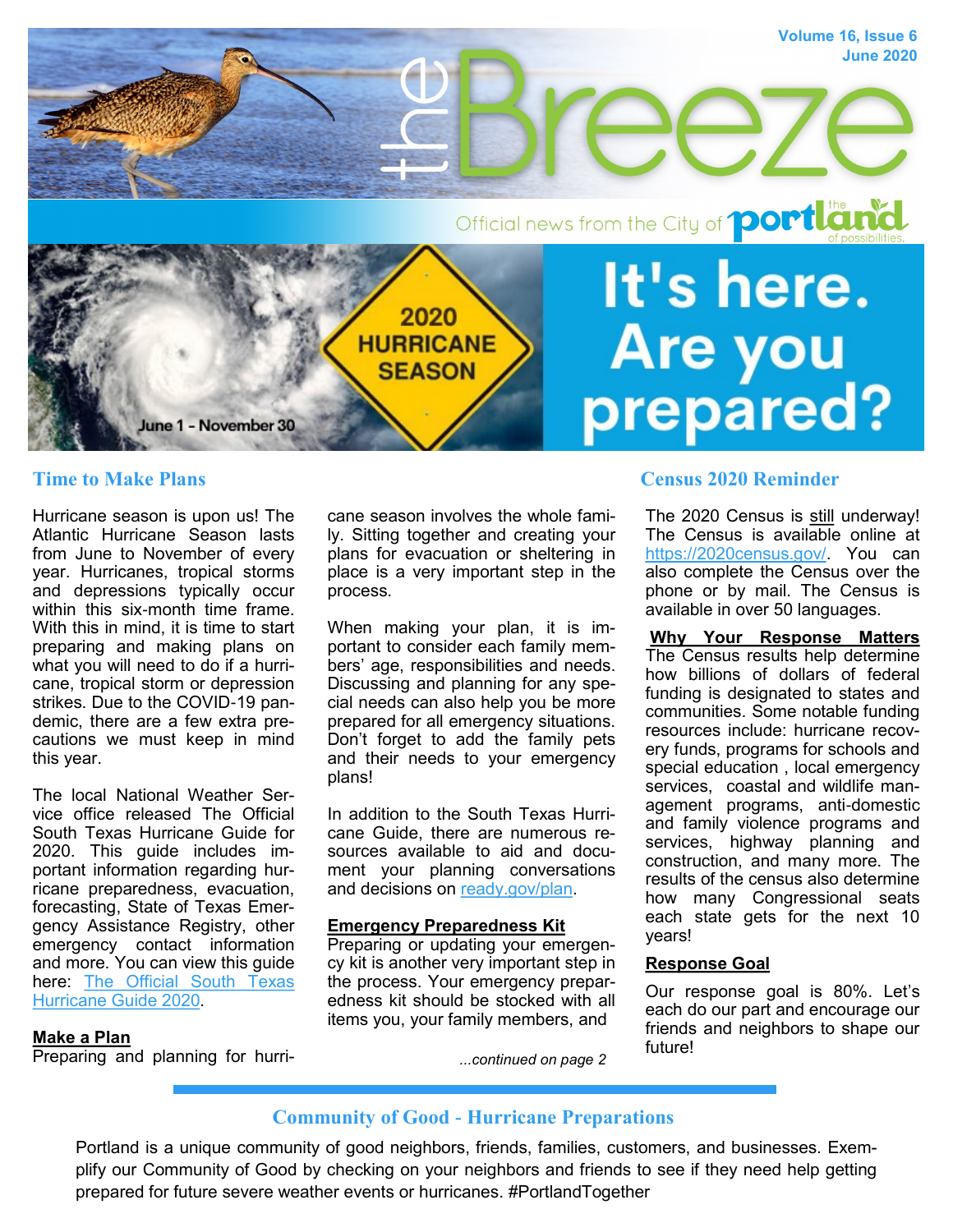# the Breeze

Volume 16, Issue 6
June 2020

Official news from the City of portland — the land of possibilities.

2020 HURRICANE SEASON

June 1 - November 30

# It's here. Are you prepared?

## Time to Make Plans

Hurricane season is upon us! The Atlantic Hurricane Season lasts from June to November of every year. Hurricanes, tropical storms and depressions typically occur within this six-month time frame. With this in mind, it is time to start preparing and making plans on what you will need to do if a hurricane, tropical storm or depression strikes. Due to the COVID-19 pandemic, there are a few extra precautions we must keep in mind this year.

The local National Weather Service office released The Official South Texas Hurricane Guide for 2020. This guide includes important information regarding hurricane preparedness, evacuation, forecasting, State of Texas Emergency Assistance Registry, other emergency contact information and more. You can view this guide here: [The Official South Texas Hurricane Guide 2020](The Official South Texas Hurricane Guide 2020).

**Make a Plan**
Preparing and planning for hurricane season involves the whole family. Sitting together and creating your plans for evacuation or sheltering in place is a very important step in the process.

When making your plan, it is important to consider each family members' age, responsibilities and needs. Discussing and planning for any special needs can also help you be more prepared for all emergency situations. Don't forget to add the family pets and their needs to your emergency plans!

In addition to the South Texas Hurricane Guide, there are numerous resources available to aid and document your planning conversations and decisions on [ready.gov/plan](ready.gov/plan).

**Emergency Preparedness Kit**
Preparing or updating your emergency kit is another very important step in the process. Your emergency preparedness kit should be stocked with all items you, your family members, and

*...continued on page 2*

## Census 2020 Reminder

The 2020 Census is still underway! The Census is available online at [https://2020census.gov/](https://2020census.gov/). You can also complete the Census over the phone or by mail. The Census is available in over 50 languages.

**Why Your Response Matters**
The Census results help determine how billions of dollars of federal funding is designated to states and communities. Some notable funding resources include: hurricane recovery funds, programs for schools and special education , local emergency services, coastal and wildlife management programs, anti-domestic and family violence programs and services, highway planning and construction, and many more. The results of the census also determine how many Congressional seats each state gets for the next 10 years!

**Response Goal**

Our response goal is 80%. Let's each do our part and encourage our friends and neighbors to shape our future!

## Community of Good - Hurricane Preparations

Portland is a unique community of good neighbors, friends, families, customers, and businesses. Exemplify our Community of Good by checking on your neighbors and friends to see if they need help getting prepared for future severe weather events or hurricanes. #PortlandTogether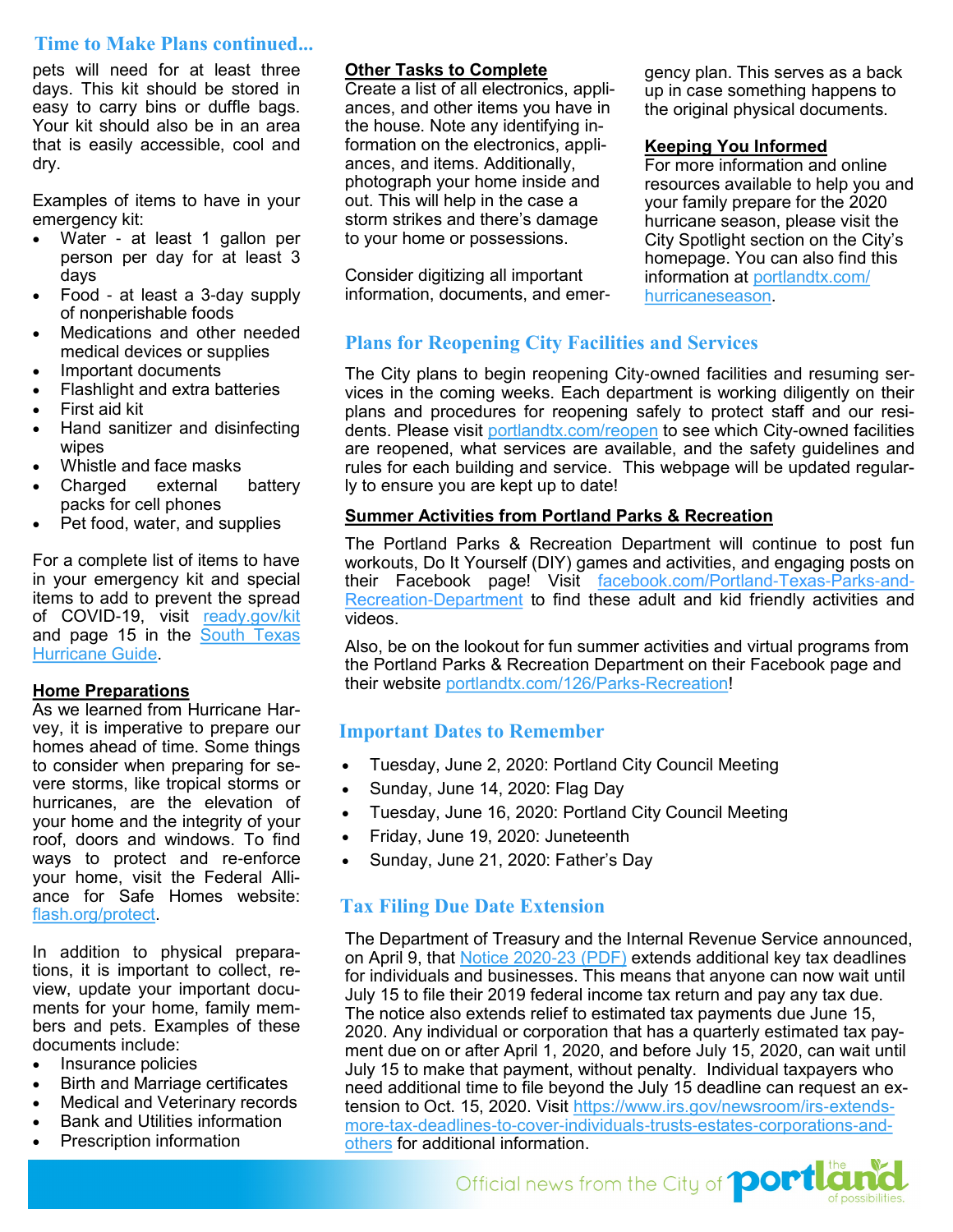## Time to Make Plans continued...

pets will need for at least three days. This kit should be stored in easy to carry bins or duffle bags. Your kit should also be in an area that is easily accessible, cool and dry.

Examples of items to have in your emergency kit:

- Water - at least 1 gallon per person per day for at least 3 days
- Food - at least a 3-day supply of nonperishable foods
- Medications and other needed medical devices or supplies
- Important documents
- Flashlight and extra batteries
- First aid kit
- Hand sanitizer and disinfecting wipes
- Whistle and face masks
- Charged external battery packs for cell phones
- Pet food, water, and supplies

For a complete list of items to have in your emergency kit and special items to add to prevent the spread of COVID-19, visit ready.gov/kit and page 15 in the South Texas Hurricane Guide.

**Home Preparations**

As we learned from Hurricane Harvey, it is imperative to prepare our homes ahead of time. Some things to consider when preparing for severe storms, like tropical storms or hurricanes, are the elevation of your home and the integrity of your roof, doors and windows. To find ways to protect and re-enforce your home, visit the Federal Alliance for Safe Homes website: flash.org/protect.

In addition to physical preparations, it is important to collect, review, update your important documents for your home, family members and pets. Examples of these documents include:

- Insurance policies
- Birth and Marriage certificates
- Medical and Veterinary records
- Bank and Utilities information
- Prescription information

**Other Tasks to Complete**

Create a list of all electronics, appliances, and other items you have in the house. Note any identifying information on the electronics, appliances, and items. Additionally, photograph your home inside and out. This will help in the case a storm strikes and there's damage to your home or possessions.

Consider digitizing all important information, documents, and emergency plan. This serves as a back up in case something happens to the original physical documents.

**Keeping You Informed**

For more information and online resources available to help you and your family prepare for the 2020 hurricane season, please visit the City Spotlight section on the City's homepage. You can also find this information at portlandtx.com/hurricaneseason.

## Plans for Reopening City Facilities and Services

The City plans to begin reopening City-owned facilities and resuming services in the coming weeks. Each department is working diligently on their plans and procedures for reopening safely to protect staff and our residents. Please visit portlandtx.com/reopen to see which City-owned facilities are reopened, what services are available, and the safety guidelines and rules for each building and service. This webpage will be updated regularly to ensure you are kept up to date!

**Summer Activities from Portland Parks & Recreation**

The Portland Parks & Recreation Department will continue to post fun workouts, Do It Yourself (DIY) games and activities, and engaging posts on their Facebook page! Visit facebook.com/Portland-Texas-Parks-and-Recreation-Department to find these adult and kid friendly activities and videos.

Also, be on the lookout for fun summer activities and virtual programs from the Portland Parks & Recreation Department on their Facebook page and their website portlandtx.com/126/Parks-Recreation!

## Important Dates to Remember

- Tuesday, June 2, 2020: Portland City Council Meeting
- Sunday, June 14, 2020: Flag Day
- Tuesday, June 16, 2020: Portland City Council Meeting
- Friday, June 19, 2020: Juneteenth
- Sunday, June 21, 2020: Father's Day

## Tax Filing Due Date Extension

The Department of Treasury and the Internal Revenue Service announced, on April 9, that Notice 2020-23 (PDF) extends additional key tax deadlines for individuals and businesses. This means that anyone can now wait until July 15 to file their 2019 federal income tax return and pay any tax due. The notice also extends relief to estimated tax payments due June 15, 2020. Any individual or corporation that has a quarterly estimated tax payment due on or after April 1, 2020, and before July 15, 2020, can wait until July 15 to make that payment, without penalty. Individual taxpayers who need additional time to file beyond the July 15 deadline can request an extension to Oct. 15, 2020. Visit https://www.irs.gov/newsroom/irs-extends-more-tax-deadlines-to-cover-individuals-trusts-estates-corporations-and-others for additional information.

Official news from the City of portland